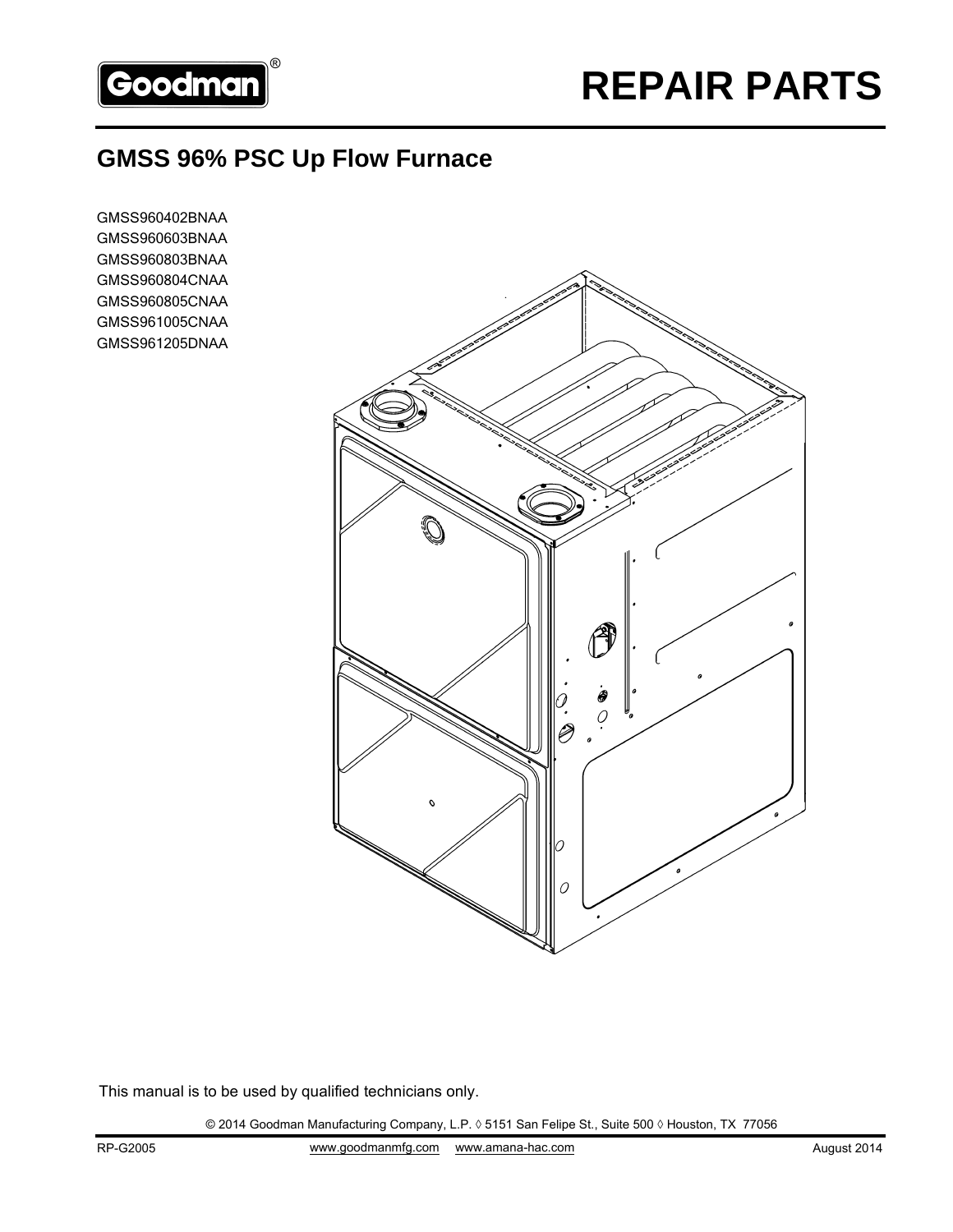Goodman®

# REPAIR PARTS

## GMSS 96% PSC Up Flow Furnace

GMSS960402BNAA
GMSS960603BNAA
GMSS960803BNAA
GMSS960804CNAA
GMSS960805CNAA
GMSS961005CNAA
GMSS961205DNAA

This manual is to be used by qualified technicians only.

© 2014 Goodman Manufacturing Company, L.P. ◊ 5151 San Felipe St., Suite 500 ◊ Houston, TX 77056

RP-G2005 www.goodmanmfg.com www.amana-hac.com August 2014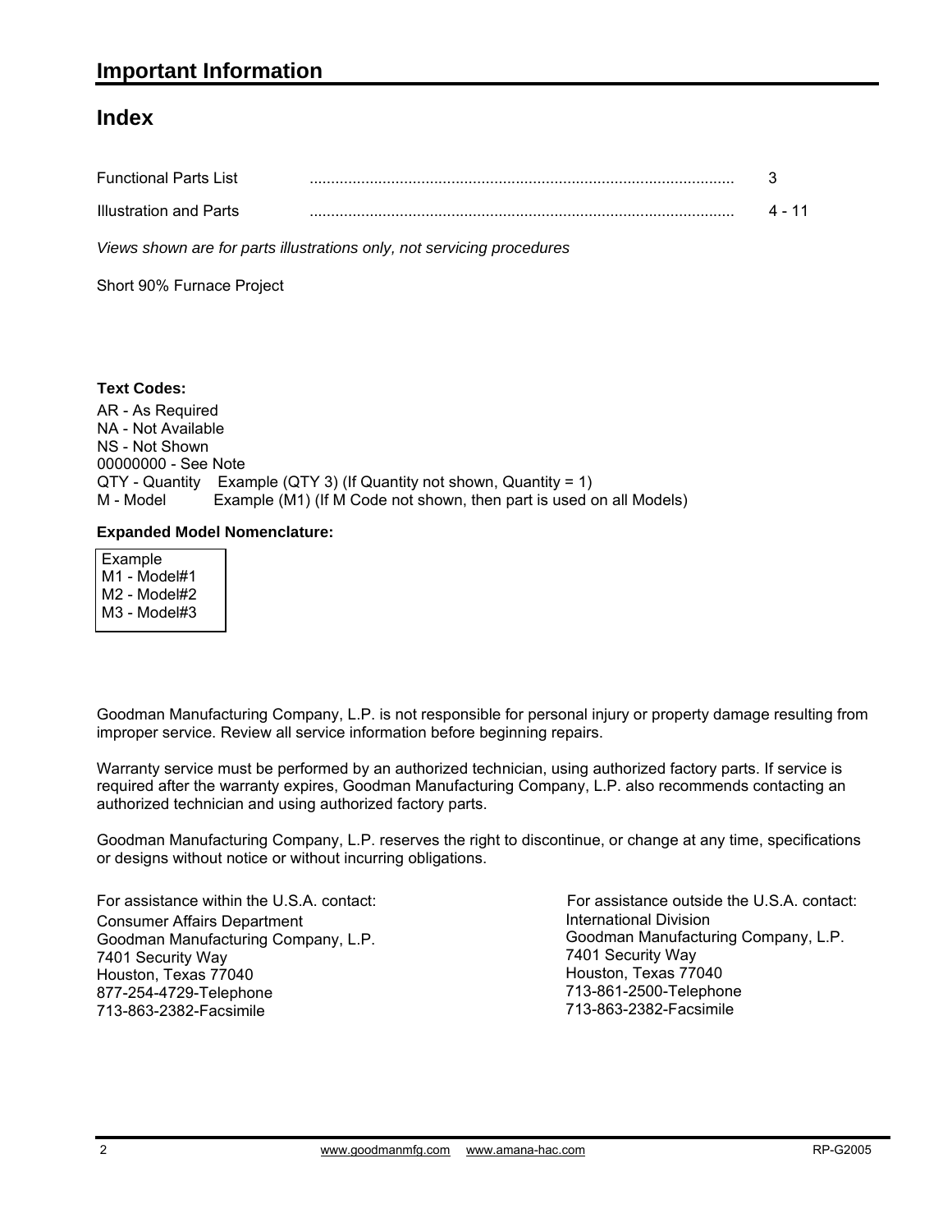# Important Information

## Index

| | | |
|---|---|---|
| Functional Parts List | .................................................................................................. | 3 |
| Illustration and Parts | .................................................................................................. | 4 - 11 |

*Views shown are for parts illustrations only, not servicing procedures*

Short 90% Furnace Project

**Text Codes:**

AR - As Required
NA - Not Available
NS - Not Shown
00000000 - See Note
QTY - Quantity    Example (QTY 3) (If Quantity not shown, Quantity = 1)
M - Model    Example (M1) (If M Code not shown, then part is used on all Models)

**Expanded Model Nomenclature:**

Example
M1 - Model#1
M2 - Model#2
M3 - Model#3

Goodman Manufacturing Company, L.P. is not responsible for personal injury or property damage resulting from improper service. Review all service information before beginning repairs.

Warranty service must be performed by an authorized technician, using authorized factory parts. If service is required after the warranty expires, Goodman Manufacturing Company, L.P. also recommends contacting an authorized technician and using authorized factory parts.

Goodman Manufacturing Company, L.P. reserves the right to discontinue, or change at any time, specifications or designs without notice or without incurring obligations.

For assistance within the U.S.A. contact:
Consumer Affairs Department
Goodman Manufacturing Company, L.P.
7401 Security Way
Houston, Texas 77040
877-254-4729-Telephone
713-863-2382-Facsimile

For assistance outside the U.S.A. contact:
International Division
Goodman Manufacturing Company, L.P.
7401 Security Way
Houston, Texas 77040
713-861-2500-Telephone
713-863-2382-Facsimile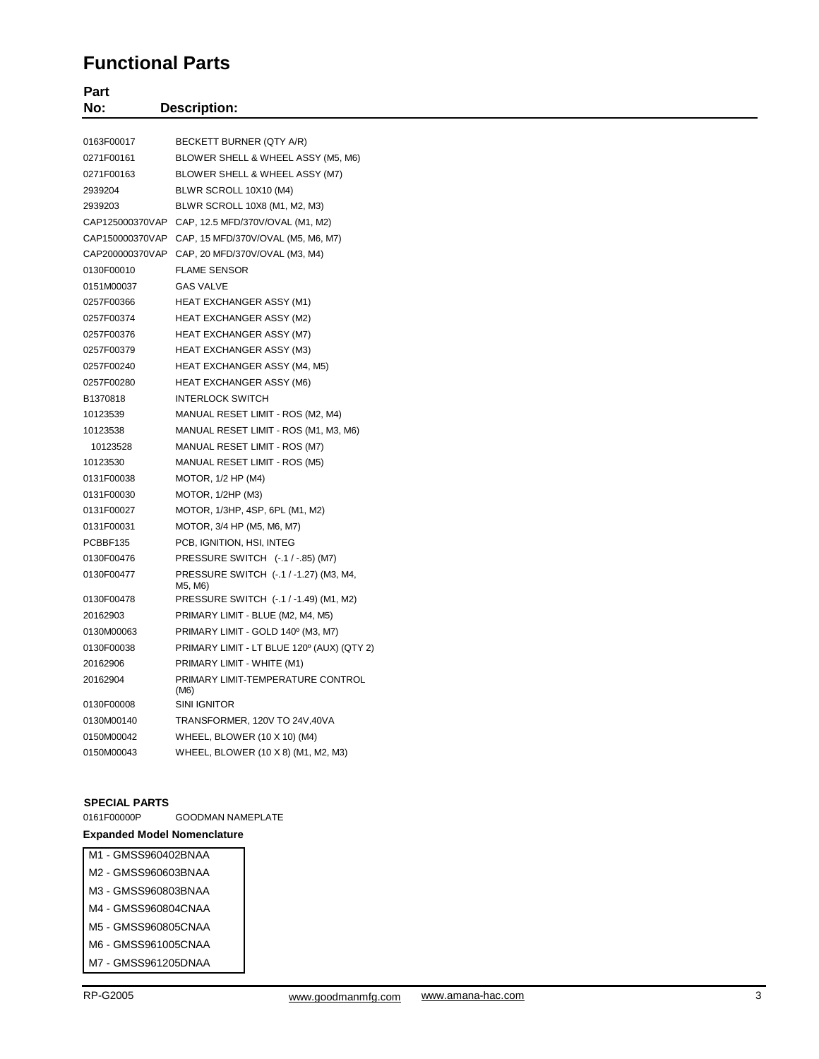# Functional Parts

| Part No: | Description: |
|---|---|
| 0163F00017 | BECKETT BURNER (QTY A/R) |
| 0271F00161 | BLOWER SHELL & WHEEL ASSY (M5, M6) |
| 0271F00163 | BLOWER SHELL & WHEEL ASSY (M7) |
| 2939204 | BLWR SCROLL 10X10 (M4) |
| 2939203 | BLWR SCROLL 10X8 (M1, M2, M3) |
| CAP125000370VAP | CAP, 12.5 MFD/370V/OVAL (M1, M2) |
| CAP150000370VAP | CAP, 15 MFD/370V/OVAL (M5, M6, M7) |
| CAP200000370VAP | CAP, 20 MFD/370V/OVAL (M3, M4) |
| 0130F00010 | FLAME SENSOR |
| 0151M00037 | GAS VALVE |
| 0257F00366 | HEAT EXCHANGER ASSY (M1) |
| 0257F00374 | HEAT EXCHANGER ASSY (M2) |
| 0257F00376 | HEAT EXCHANGER ASSY (M7) |
| 0257F00379 | HEAT EXCHANGER ASSY (M3) |
| 0257F00240 | HEAT EXCHANGER ASSY (M4, M5) |
| 0257F00280 | HEAT EXCHANGER ASSY (M6) |
| B1370818 | INTERLOCK SWITCH |
| 10123539 | MANUAL RESET LIMIT - ROS (M2, M4) |
| 10123538 | MANUAL RESET LIMIT - ROS (M1, M3, M6) |
| 10123528 | MANUAL RESET LIMIT - ROS (M7) |
| 10123530 | MANUAL RESET LIMIT - ROS (M5) |
| 0131F00038 | MOTOR, 1/2 HP (M4) |
| 0131F00030 | MOTOR, 1/2HP (M3) |
| 0131F00027 | MOTOR, 1/3HP, 4SP, 6PL (M1, M2) |
| 0131F00031 | MOTOR, 3/4 HP (M5, M6, M7) |
| PCBBF135 | PCB, IGNITION, HSI, INTEG |
| 0130F00476 | PRESSURE SWITCH (-.1 / -.85) (M7) |
| 0130F00477 | PRESSURE SWITCH (-.1 / -1.27) (M3, M4, M5, M6) |
| 0130F00478 | PRESSURE SWITCH (-.1 / -1.49) (M1, M2) |
| 20162903 | PRIMARY LIMIT - BLUE (M2, M4, M5) |
| 0130M00063 | PRIMARY LIMIT - GOLD 140º (M3, M7) |
| 0130F00038 | PRIMARY LIMIT - LT BLUE 120º (AUX) (QTY 2) |
| 20162906 | PRIMARY LIMIT - WHITE (M1) |
| 20162904 | PRIMARY LIMIT-TEMPERATURE CONTROL (M6) |
| 0130F00008 | SINI IGNITOR |
| 0130M00140 | TRANSFORMER, 120V TO 24V,40VA |
| 0150M00042 | WHEEL, BLOWER (10 X 10) (M4) |
| 0150M00043 | WHEEL, BLOWER (10 X 8) (M1, M2, M3) |

**SPECIAL PARTS**

0161F00000P GOODMAN NAMEPLATE

**Expanded Model Nomenclature**

| |
|---|
| M1 - GMSS960402BNAA |
| M2 - GMSS960603BNAA |
| M3 - GMSS960803BNAA |
| M4 - GMSS960804CNAA |
| M5 - GMSS960805CNAA |
| M6 - GMSS961005CNAA |
| M7 - GMSS961205DNAA |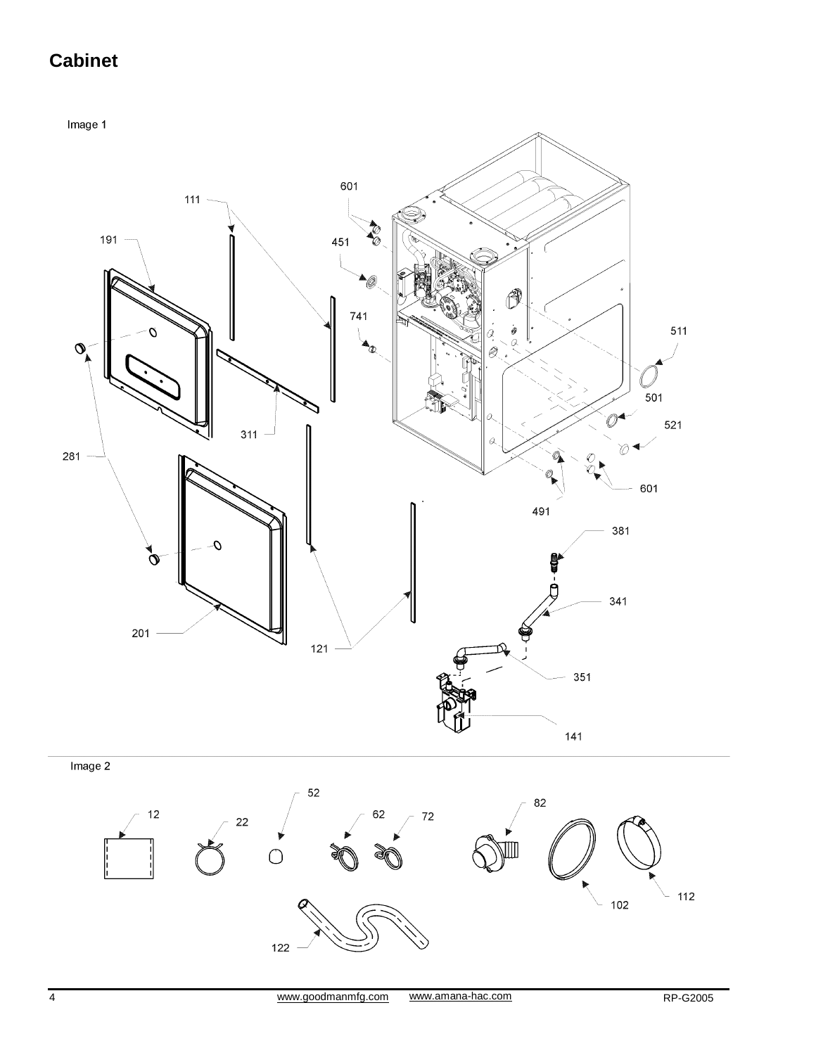# Cabinet

Image 1

111

191

601

451

741

511

501

521

281

311

601

491

381

341

351

201

121

141

Image 2

12

22

52

62

72

82

102

112

122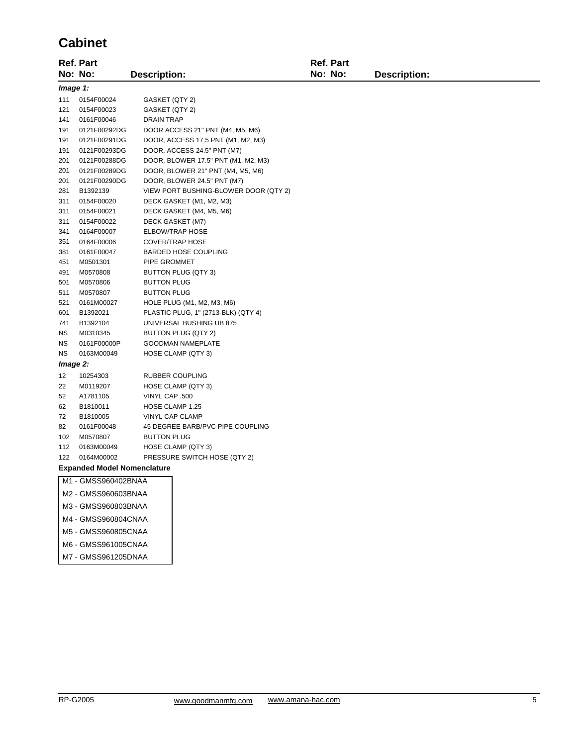# Cabinet

| Ref. No: | Part No: | Description: |
|---|---|---|
| ***Image 1:*** | | |
| 111 | 0154F00024 | GASKET (QTY 2) |
| 121 | 0154F00023 | GASKET (QTY 2) |
| 141 | 0161F00046 | DRAIN TRAP |
| 191 | 0121F00292DG | DOOR ACCESS 21" PNT (M4, M5, M6) |
| 191 | 0121F00291DG | DOOR, ACCESS 17.5 PNT (M1, M2, M3) |
| 191 | 0121F00293DG | DOOR, ACCESS 24.5" PNT (M7) |
| 201 | 0121F00288DG | DOOR, BLOWER 17.5" PNT (M1, M2, M3) |
| 201 | 0121F00289DG | DOOR, BLOWER 21" PNT (M4, M5, M6) |
| 201 | 0121F00290DG | DOOR, BLOWER 24.5" PNT (M7) |
| 281 | B1392139 | VIEW PORT BUSHING-BLOWER DOOR (QTY 2) |
| 311 | 0154F00020 | DECK GASKET (M1, M2, M3) |
| 311 | 0154F00021 | DECK GASKET (M4, M5, M6) |
| 311 | 0154F00022 | DECK GASKET (M7) |
| 341 | 0164F00007 | ELBOW/TRAP HOSE |
| 351 | 0164F00006 | COVER/TRAP HOSE |
| 381 | 0161F00047 | BARDED HOSE COUPLING |
| 451 | M0501301 | PIPE GROMMET |
| 491 | M0570808 | BUTTON PLUG (QTY 3) |
| 501 | M0570806 | BUTTON PLUG |
| 511 | M0570807 | BUTTON PLUG |
| 521 | 0161M00027 | HOLE PLUG (M1, M2, M3, M6) |
| 601 | B1392021 | PLASTIC PLUG, 1" (2713-BLK) (QTY 4) |
| 741 | B1392104 | UNIVERSAL BUSHING UB 875 |
| NS | M0310345 | BUTTON PLUG (QTY 2) |
| NS | 0161F00000P | GOODMAN NAMEPLATE |
| NS | 0163M00049 | HOSE CLAMP (QTY 3) |
| ***Image 2:*** | | |
| 12 | 10254303 | RUBBER COUPLING |
| 22 | M0119207 | HOSE CLAMP (QTY 3) |
| 52 | A1781105 | VINYL CAP .500 |
| 62 | B1810011 | HOSE CLAMP 1.25 |
| 72 | B1810005 | VINYL CAP CLAMP |
| 82 | 0161F00048 | 45 DEGREE BARB/PVC PIPE COUPLING |
| 102 | M0570807 | BUTTON PLUG |
| 112 | 0163M00049 | HOSE CLAMP (QTY 3) |
| 122 | 0164M00002 | PRESSURE SWITCH HOSE (QTY 2) |

**Expanded Model Nomenclature**

| |
|---|
| M1 - GMSS960402BNAA |
| M2 - GMSS960603BNAA |
| M3 - GMSS960803BNAA |
| M4 - GMSS960804CNAA |
| M5 - GMSS960805CNAA |
| M6 - GMSS961005CNAA |
| M7 - GMSS961205DNAA |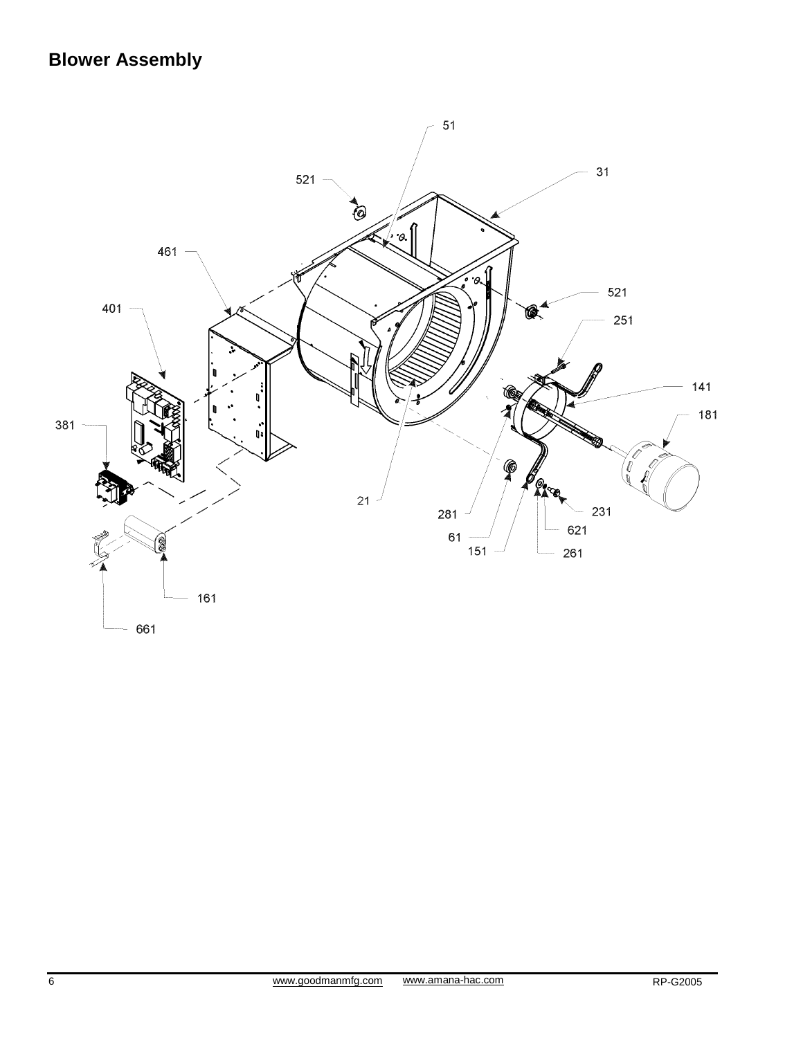# Blower Assembly

51

521

31

461

521

401

251

141

181

381

21

281

231

61

621

151

261

161

661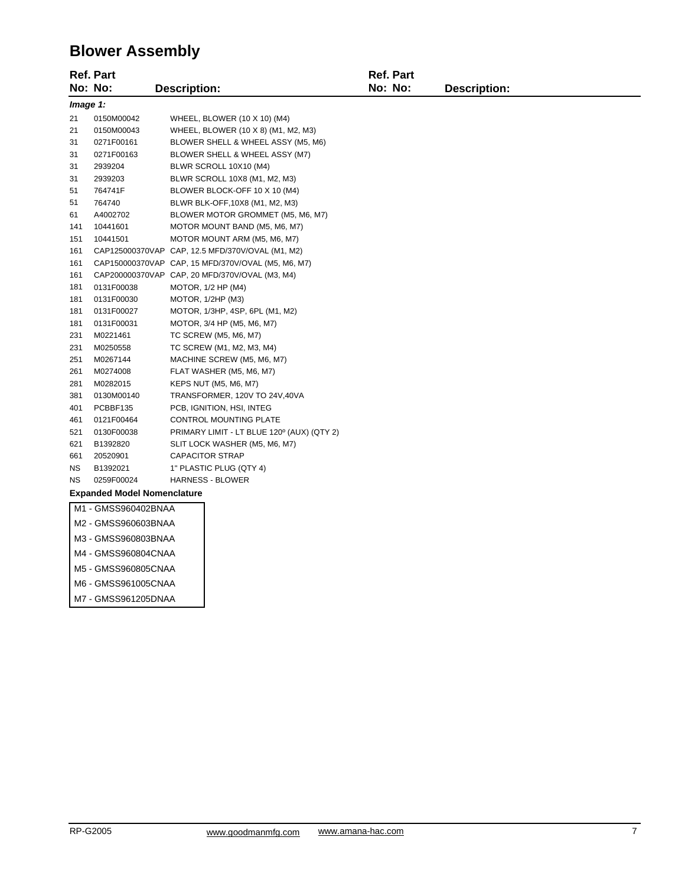# Blower Assembly

| Ref. No: | Part No: | Description: |
|---|---|---|
| ***Image 1:*** | | |
| 21 | 0150M00042 | WHEEL, BLOWER (10 X 10) (M4) |
| 21 | 0150M00043 | WHEEL, BLOWER (10 X 8) (M1, M2, M3) |
| 31 | 0271F00161 | BLOWER SHELL & WHEEL ASSY (M5, M6) |
| 31 | 0271F00163 | BLOWER SHELL & WHEEL ASSY (M7) |
| 31 | 2939204 | BLWR SCROLL 10X10 (M4) |
| 31 | 2939203 | BLWR SCROLL 10X8 (M1, M2, M3) |
| 51 | 764741F | BLOWER BLOCK-OFF 10 X 10 (M4) |
| 51 | 764740 | BLWR BLK-OFF,10X8 (M1, M2, M3) |
| 61 | A4002702 | BLOWER MOTOR GROMMET (M5, M6, M7) |
| 141 | 10441601 | MOTOR MOUNT BAND (M5, M6, M7) |
| 151 | 10441501 | MOTOR MOUNT ARM (M5, M6, M7) |
| 161 | CAP125000370VAP | CAP, 12.5 MFD/370V/OVAL (M1, M2) |
| 161 | CAP150000370VAP | CAP, 15 MFD/370V/OVAL (M5, M6, M7) |
| 161 | CAP200000370VAP | CAP, 20 MFD/370V/OVAL (M3, M4) |
| 181 | 0131F00038 | MOTOR, 1/2 HP (M4) |
| 181 | 0131F00030 | MOTOR, 1/2HP (M3) |
| 181 | 0131F00027 | MOTOR, 1/3HP, 4SP, 6PL (M1, M2) |
| 181 | 0131F00031 | MOTOR, 3/4 HP (M5, M6, M7) |
| 231 | M0221461 | TC SCREW (M5, M6, M7) |
| 231 | M0250558 | TC SCREW (M1, M2, M3, M4) |
| 251 | M0267144 | MACHINE SCREW (M5, M6, M7) |
| 261 | M0274008 | FLAT WASHER (M5, M6, M7) |
| 281 | M0282015 | KEPS NUT (M5, M6, M7) |
| 381 | 0130M00140 | TRANSFORMER, 120V TO 24V,40VA |
| 401 | PCBBF135 | PCB, IGNITION, HSI, INTEG |
| 461 | 0121F00464 | CONTROL MOUNTING PLATE |
| 521 | 0130F00038 | PRIMARY LIMIT - LT BLUE 120º (AUX) (QTY 2) |
| 621 | B1392820 | SLIT LOCK WASHER (M5, M6, M7) |
| 661 | 20520901 | CAPACITOR STRAP |
| NS | B1392021 | 1" PLASTIC PLUG (QTY 4) |
| NS | 0259F00024 | HARNESS - BLOWER |

**Expanded Model Nomenclature**

| |
|---|
| M1 - GMSS960402BNAA |
| M2 - GMSS960603BNAA |
| M3 - GMSS960803BNAA |
| M4 - GMSS960804CNAA |
| M5 - GMSS960805CNAA |
| M6 - GMSS961005CNAA |
| M7 - GMSS961205DNAA |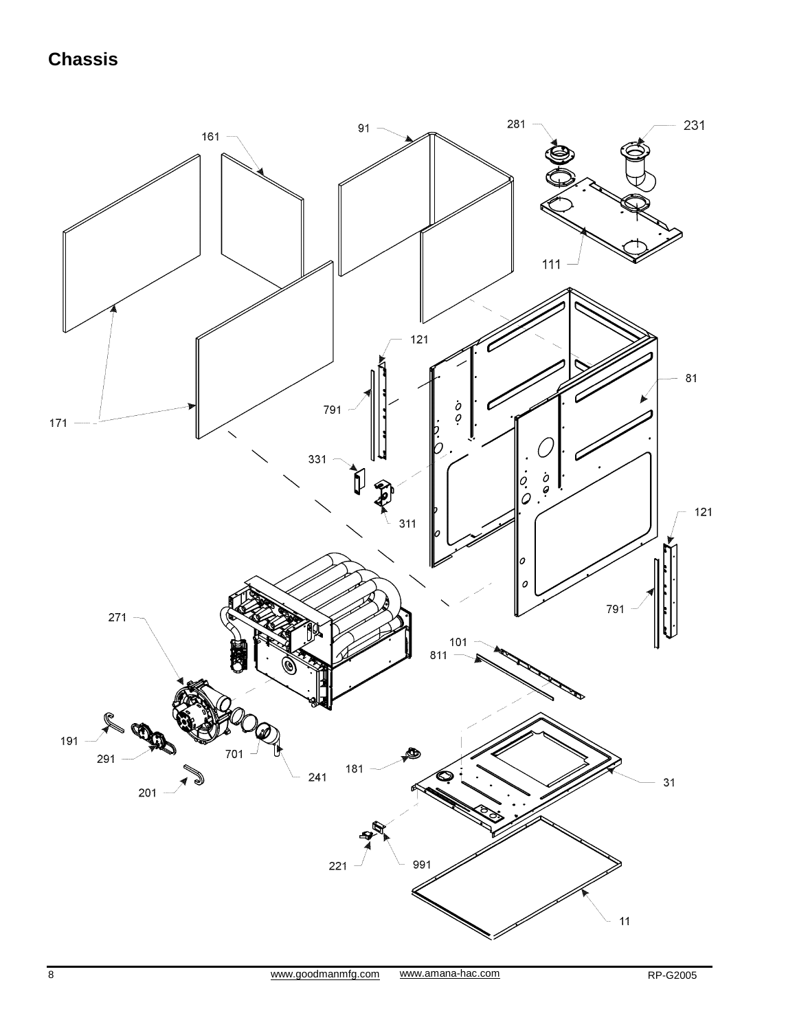## Chassis

161 91 281 231 111 121 81 171 791 331 311 121 791 271 101 811 191 291 701 241 181 31 201 221 991 11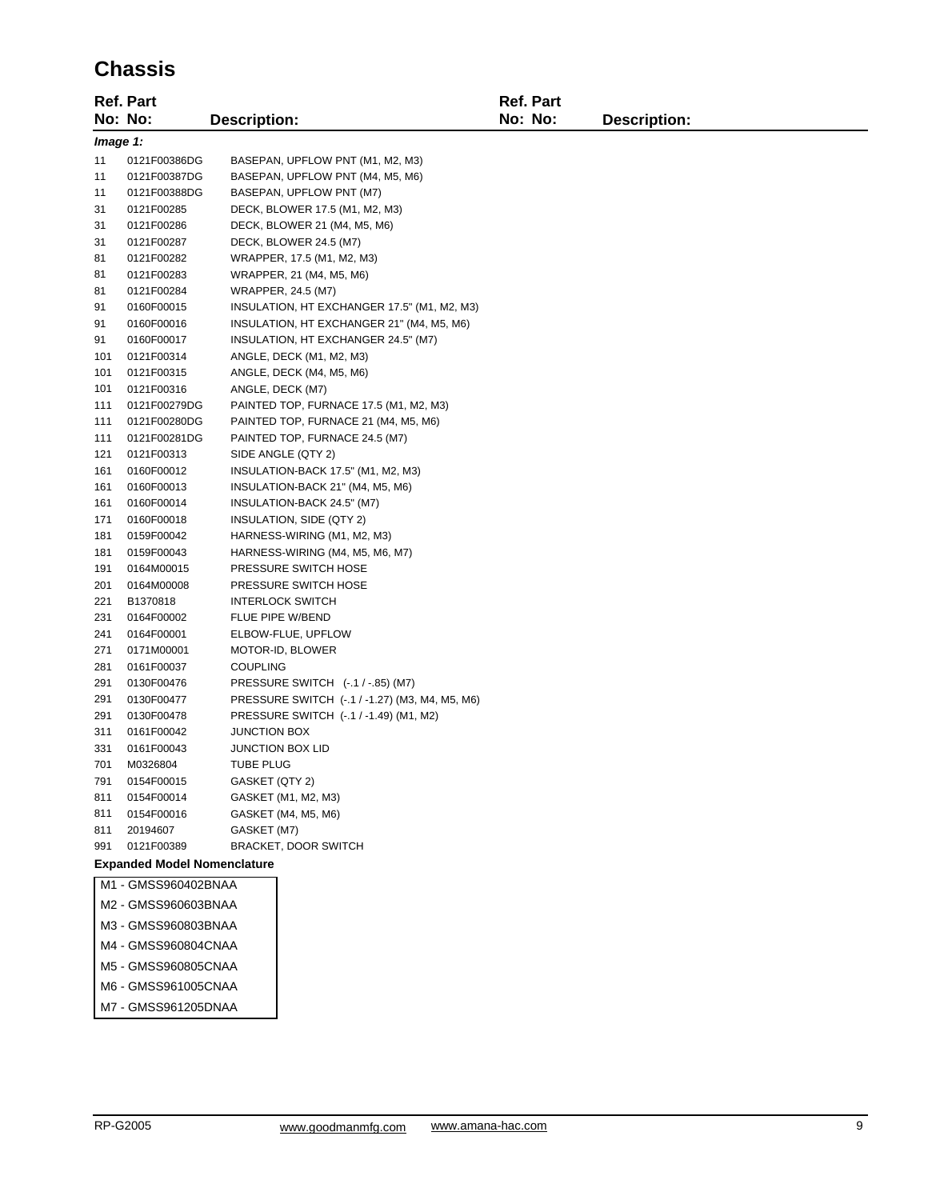# Chassis

| Ref. No: | Part No: | Description: |
|---|---|---|
| *Image 1:* | | |
| 11 | 0121F00386DG | BASEPAN, UPFLOW PNT (M1, M2, M3) |
| 11 | 0121F00387DG | BASEPAN, UPFLOW PNT (M4, M5, M6) |
| 11 | 0121F00388DG | BASEPAN, UPFLOW PNT (M7) |
| 31 | 0121F00285 | DECK, BLOWER 17.5 (M1, M2, M3) |
| 31 | 0121F00286 | DECK, BLOWER 21 (M4, M5, M6) |
| 31 | 0121F00287 | DECK, BLOWER 24.5 (M7) |
| 81 | 0121F00282 | WRAPPER, 17.5 (M1, M2, M3) |
| 81 | 0121F00283 | WRAPPER, 21 (M4, M5, M6) |
| 81 | 0121F00284 | WRAPPER, 24.5 (M7) |
| 91 | 0160F00015 | INSULATION, HT EXCHANGER 17.5" (M1, M2, M3) |
| 91 | 0160F00016 | INSULATION, HT EXCHANGER 21" (M4, M5, M6) |
| 91 | 0160F00017 | INSULATION, HT EXCHANGER 24.5" (M7) |
| 101 | 0121F00314 | ANGLE, DECK (M1, M2, M3) |
| 101 | 0121F00315 | ANGLE, DECK (M4, M5, M6) |
| 101 | 0121F00316 | ANGLE, DECK (M7) |
| 111 | 0121F00279DG | PAINTED TOP, FURNACE 17.5 (M1, M2, M3) |
| 111 | 0121F00280DG | PAINTED TOP, FURNACE 21 (M4, M5, M6) |
| 111 | 0121F00281DG | PAINTED TOP, FURNACE 24.5 (M7) |
| 121 | 0121F00313 | SIDE ANGLE (QTY 2) |
| 161 | 0160F00012 | INSULATION-BACK 17.5" (M1, M2, M3) |
| 161 | 0160F00013 | INSULATION-BACK 21" (M4, M5, M6) |
| 161 | 0160F00014 | INSULATION-BACK 24.5" (M7) |
| 171 | 0160F00018 | INSULATION, SIDE (QTY 2) |
| 181 | 0159F00042 | HARNESS-WIRING (M1, M2, M3) |
| 181 | 0159F00043 | HARNESS-WIRING (M4, M5, M6, M7) |
| 191 | 0164M00015 | PRESSURE SWITCH HOSE |
| 201 | 0164M00008 | PRESSURE SWITCH HOSE |
| 221 | B1370818 | INTERLOCK SWITCH |
| 231 | 0164F00002 | FLUE PIPE W/BEND |
| 241 | 0164F00001 | ELBOW-FLUE, UPFLOW |
| 271 | 0171M00001 | MOTOR-ID, BLOWER |
| 281 | 0161F00037 | COUPLING |
| 291 | 0130F00476 | PRESSURE SWITCH (-.1 / -.85) (M7) |
| 291 | 0130F00477 | PRESSURE SWITCH (-.1 / -1.27) (M3, M4, M5, M6) |
| 291 | 0130F00478 | PRESSURE SWITCH (-.1 / -1.49) (M1, M2) |
| 311 | 0161F00042 | JUNCTION BOX |
| 331 | 0161F00043 | JUNCTION BOX LID |
| 701 | M0326804 | TUBE PLUG |
| 791 | 0154F00015 | GASKET (QTY 2) |
| 811 | 0154F00014 | GASKET (M1, M2, M3) |
| 811 | 0154F00016 | GASKET (M4, M5, M6) |
| 811 | 20194607 | GASKET (M7) |
| 991 | 0121F00389 | BRACKET, DOOR SWITCH |

**Expanded Model Nomenclature**

| |
|---|
| M1 - GMSS960402BNAA |
| M2 - GMSS960603BNAA |
| M3 - GMSS960803BNAA |
| M4 - GMSS960804CNAA |
| M5 - GMSS960805CNAA |
| M6 - GMSS961005CNAA |
| M7 - GMSS961205DNAA |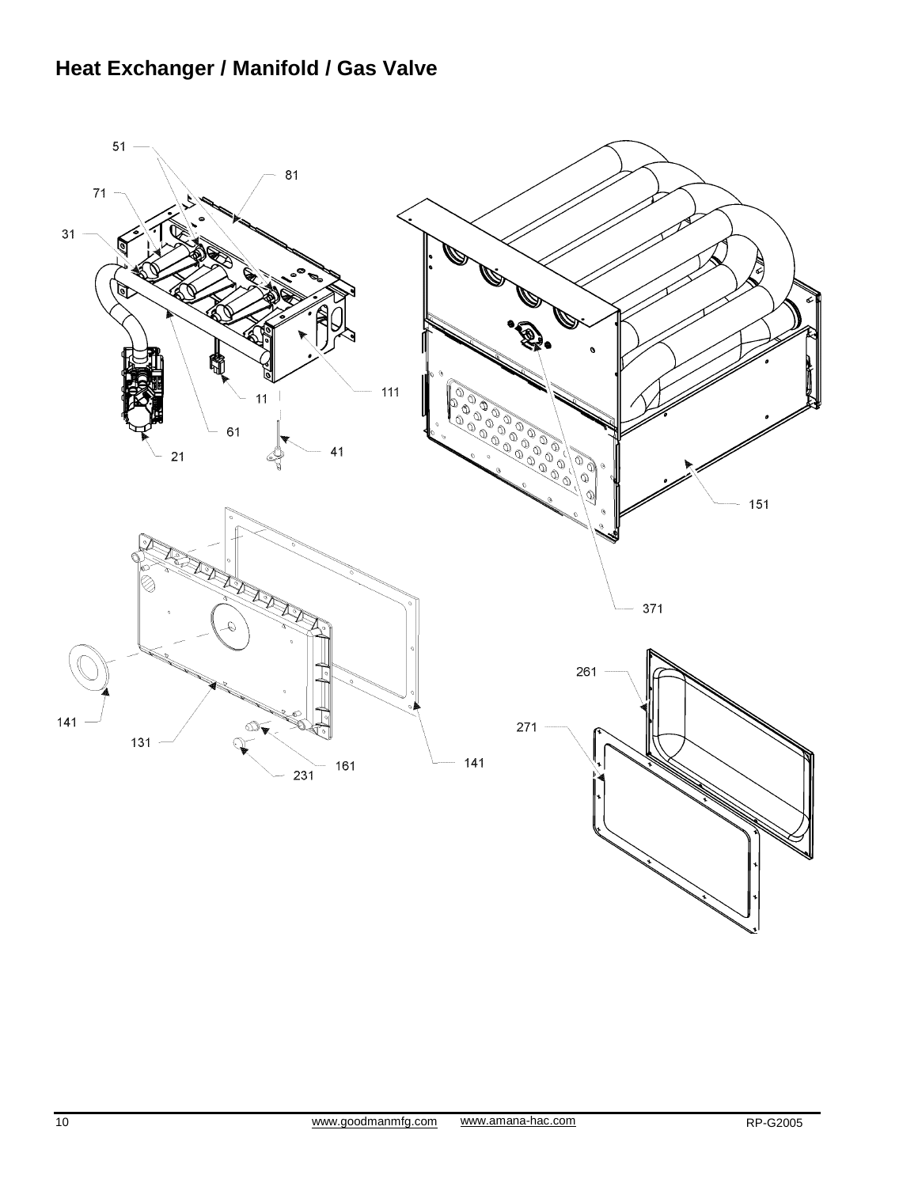# Heat Exchanger / Manifold / Gas Valve

51

81

71

31

111

11

61

41

21

151

371

261

141

271

131

161

141

231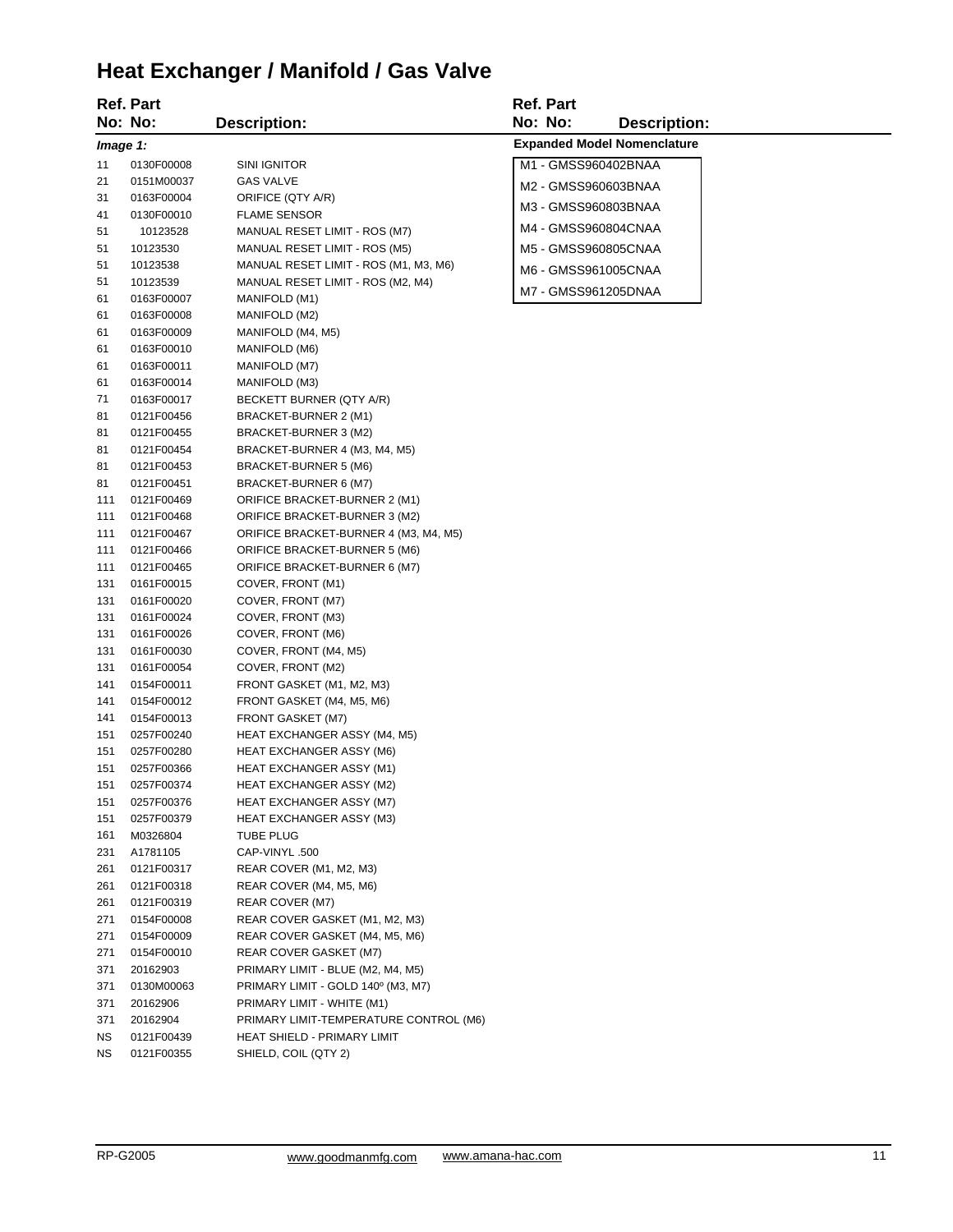# Heat Exchanger / Manifold / Gas Valve

| Ref. No: | Part No: | Description: |
|---|---|---|
| *Image 1:* | | |
| 11 | 0130F00008 | SINI IGNITOR |
| 21 | 0151M00037 | GAS VALVE |
| 31 | 0163F00004 | ORIFICE (QTY A/R) |
| 41 | 0130F00010 | FLAME SENSOR |
| 51 | 10123528 | MANUAL RESET LIMIT - ROS (M7) |
| 51 | 10123530 | MANUAL RESET LIMIT - ROS (M5) |
| 51 | 10123538 | MANUAL RESET LIMIT - ROS (M1, M3, M6) |
| 51 | 10123539 | MANUAL RESET LIMIT - ROS (M2, M4) |
| 61 | 0163F00007 | MANIFOLD (M1) |
| 61 | 0163F00008 | MANIFOLD (M2) |
| 61 | 0163F00009 | MANIFOLD (M4, M5) |
| 61 | 0163F00010 | MANIFOLD (M6) |
| 61 | 0163F00011 | MANIFOLD (M7) |
| 61 | 0163F00014 | MANIFOLD (M3) |
| 71 | 0163F00017 | BECKETT BURNER (QTY A/R) |
| 81 | 0121F00456 | BRACKET-BURNER 2 (M1) |
| 81 | 0121F00455 | BRACKET-BURNER 3 (M2) |
| 81 | 0121F00454 | BRACKET-BURNER 4 (M3, M4, M5) |
| 81 | 0121F00453 | BRACKET-BURNER 5 (M6) |
| 81 | 0121F00451 | BRACKET-BURNER 6 (M7) |
| 111 | 0121F00469 | ORIFICE BRACKET-BURNER 2 (M1) |
| 111 | 0121F00468 | ORIFICE BRACKET-BURNER 3 (M2) |
| 111 | 0121F00467 | ORIFICE BRACKET-BURNER 4 (M3, M4, M5) |
| 111 | 0121F00466 | ORIFICE BRACKET-BURNER 5 (M6) |
| 111 | 0121F00465 | ORIFICE BRACKET-BURNER 6 (M7) |
| 131 | 0161F00015 | COVER, FRONT (M1) |
| 131 | 0161F00020 | COVER, FRONT (M7) |
| 131 | 0161F00024 | COVER, FRONT (M3) |
| 131 | 0161F00026 | COVER, FRONT (M6) |
| 131 | 0161F00030 | COVER, FRONT (M4, M5) |
| 131 | 0161F00054 | COVER, FRONT (M2) |
| 141 | 0154F00011 | FRONT GASKET (M1, M2, M3) |
| 141 | 0154F00012 | FRONT GASKET (M4, M5, M6) |
| 141 | 0154F00013 | FRONT GASKET (M7) |
| 151 | 0257F00240 | HEAT EXCHANGER ASSY (M4, M5) |
| 151 | 0257F00280 | HEAT EXCHANGER ASSY (M6) |
| 151 | 0257F00366 | HEAT EXCHANGER ASSY (M1) |
| 151 | 0257F00374 | HEAT EXCHANGER ASSY (M2) |
| 151 | 0257F00376 | HEAT EXCHANGER ASSY (M7) |
| 151 | 0257F00379 | HEAT EXCHANGER ASSY (M3) |
| 161 | M0326804 | TUBE PLUG |
| 231 | A1781105 | CAP-VINYL .500 |
| 261 | 0121F00317 | REAR COVER (M1, M2, M3) |
| 261 | 0121F00318 | REAR COVER (M4, M5, M6) |
| 261 | 0121F00319 | REAR COVER (M7) |
| 271 | 0154F00008 | REAR COVER GASKET (M1, M2, M3) |
| 271 | 0154F00009 | REAR COVER GASKET (M4, M5, M6) |
| 271 | 0154F00010 | REAR COVER GASKET (M7) |
| 371 | 20162903 | PRIMARY LIMIT - BLUE (M2, M4, M5) |
| 371 | 0130M00063 | PRIMARY LIMIT - GOLD 140º (M3, M7) |
| 371 | 20162906 | PRIMARY LIMIT - WHITE (M1) |
| 371 | 20162904 | PRIMARY LIMIT-TEMPERATURE CONTROL (M6) |
| NS | 0121F00439 | HEAT SHIELD - PRIMARY LIMIT |
| NS | 0121F00355 | SHIELD, COIL (QTY 2) |

**Expanded Model Nomenclature**

- M1 - GMSS960402BNAA
- M2 - GMSS960603BNAA
- M3 - GMSS960803BNAA
- M4 - GMSS960804CNAA
- M5 - GMSS960805CNAA
- M6 - GMSS961005CNAA
- M7 - GMSS961205DNAA

RP-G2005 www.goodmanmfg.com www.amana-hac.com